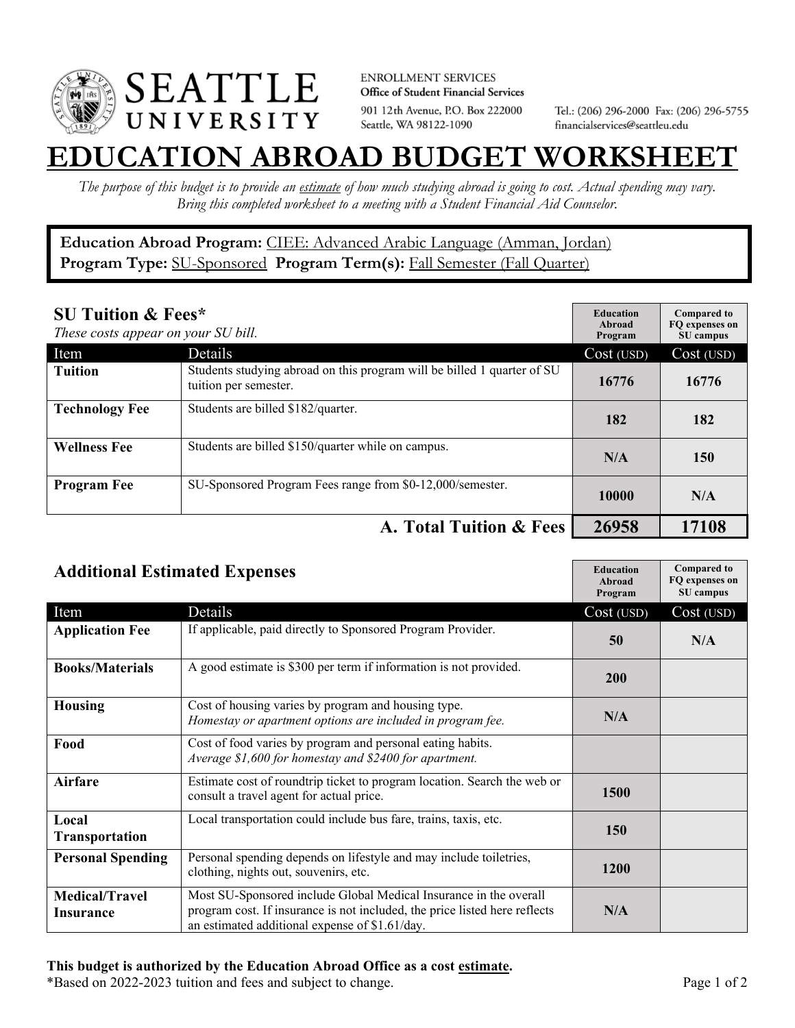SEATTLE UNIVERSITY

ENROLLMENT SERVICES
**Office of Student Financial Services**
901 12th Avenue, P.O. Box 222000
Seattle, WA 98122-1090

Tel.: (206) 296-2000 Fax: (206) 296-5755
financialservices@seattleu.edu

# EDUCATION ABROAD BUDGET WORKSHEET

*The purpose of this budget is to provide an estimate of how much studying abroad is going to cost. Actual spending may vary. Bring this completed worksheet to a meeting with a Student Financial Aid Counselor.*

**Education Abroad Program:** CIEE: Advanced Arabic Language (Amman, Jordan)
**Program Type:** SU-Sponsored **Program Term(s):** Fall Semester (Fall Quarter)

## SU Tuition & Fees*

*These costs appear on your SU bill.*

| Item | Details | Education Abroad Program Cost (USD) | Compared to FQ expenses on SU campus Cost (USD) |
|---|---|---|---|
| **Tuition** | Students studying abroad on this program will be billed 1 quarter of SU tuition per semester. | 16776 | 16776 |
| **Technology Fee** | Students are billed $182/quarter. | 182 | 182 |
| **Wellness Fee** | Students are billed $150/quarter while on campus. | N/A | 150 |
| **Program Fee** | SU-Sponsored Program Fees range from $0-12,000/semester. | 10000 | N/A |
| | **A. Total Tuition & Fees** | **26958** | **17108** |

## Additional Estimated Expenses

| Item | Details | Education Abroad Program Cost (USD) | Compared to FQ expenses on SU campus Cost (USD) |
|---|---|---|---|
| **Application Fee** | If applicable, paid directly to Sponsored Program Provider. | 50 | N/A |
| **Books/Materials** | A good estimate is $300 per term if information is not provided. | 200 | |
| **Housing** | Cost of housing varies by program and housing type. *Homestay or apartment options are included in program fee.* | N/A | |
| **Food** | Cost of food varies by program and personal eating habits. *Average $1,600 for homestay and $2400 for apartment.* | | |
| **Airfare** | Estimate cost of roundtrip ticket to program location. Search the web or consult a travel agent for actual price. | 1500 | |
| **Local Transportation** | Local transportation could include bus fare, trains, taxis, etc. | 150 | |
| **Personal Spending** | Personal spending depends on lifestyle and may include toiletries, clothing, nights out, souvenirs, etc. | 1200 | |
| **Medical/Travel Insurance** | Most SU-Sponsored include Global Medical Insurance in the overall program cost. If insurance is not included, the price listed here reflects an estimated additional expense of $1.61/day. | N/A | |

**This budget is authorized by the Education Abroad Office as a cost estimate.**
*Based on 2022-2023 tuition and fees and subject to change.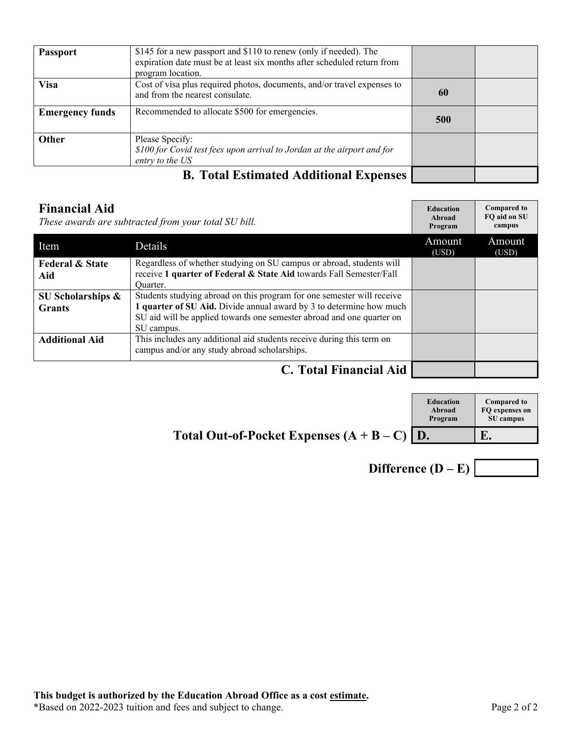| | | | |
|---|---|---|---|
| **Passport** | $145 for a new passport and $110 to renew (only if needed). The expiration date must be at least six months after scheduled return from program location. | | |
| **Visa** | Cost of visa plus required photos, documents, and/or travel expenses to and from the nearest consulate. | **60** | |
| **Emergency funds** | Recommended to allocate $500 for emergencies. | **500** | |
| **Other** | Please Specify:<br>*$100 for Covid test fees upon arrival to Jordan at the airport and for entry to the US* | | |
| | **B. Total Estimated Additional Expenses** | | |

## Financial Aid

*These awards are subtracted from your total SU bill.*

| | | **Education Abroad Program** | **Compared to FQ aid on SU campus** |
|---|---|---|---|
| **Item** | **Details** | **Amount (USD)** | **Amount (USD)** |
| **Federal & State Aid** | Regardless of whether studying on SU campus or abroad, students will receive **1 quarter of Federal & State Aid** towards Fall Semester/Fall Quarter. | | |
| **SU Scholarships & Grants** | Students studying abroad on this program for one semester will receive **1 quarter of SU Aid.** Divide annual award by 3 to determine how much SU aid will be applied towards one semester abroad and one quarter on SU campus. | | |
| **Additional Aid** | This includes any additional aid students receive during this term on campus and/or any study abroad scholarships. | | |
| | **C. Total Financial Aid** | | |

| | **Education Abroad Program** | **Compared to FQ expenses on SU campus** |
|---|---|---|
| **Total Out-of-Pocket Expenses (A + B – C)** | **D.** | **E.** |
| **Difference (D – E)** | | |

**This budget is authorized by the Education Abroad Office as a cost estimate.**

*Based on 2022-2023 tuition and fees and subject to change.